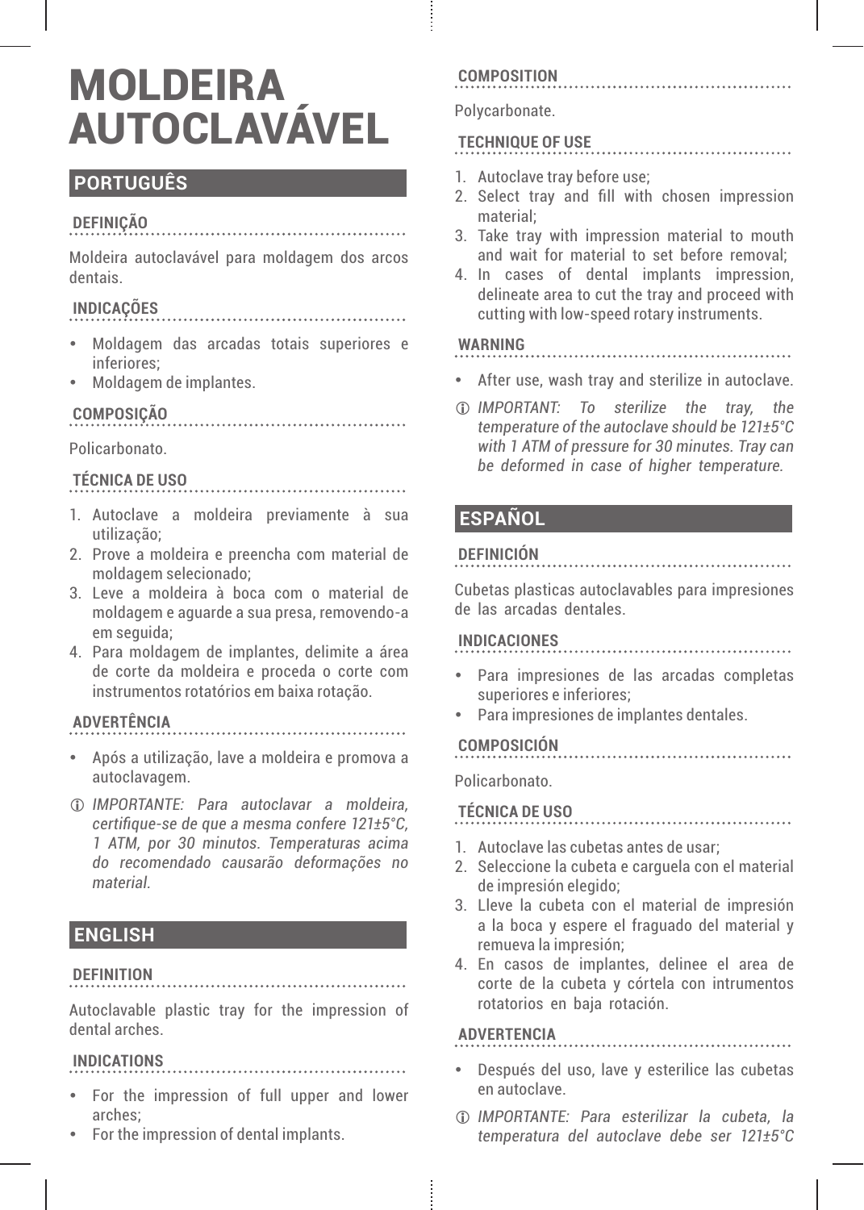# MOLDEIRA AUTOCLAVÁVEL

## PORTUGUÊS

### DEFINIÇÃO

Moldeira autoclavável para moldagem dos arcos dentais.

### INDICAÇÕES

- Moldagem das arcadas totais superiores e inferiores;
- Moldagem de implantes.

### COMPOSIÇÃO

Policarbonato.

### TÉCNICA DE USO

1. Autoclave a moldeira previamente à sua utilização;
2. Prove a moldeira e preencha com material de moldagem selecionado;
3. Leve a moldeira à boca com o material de moldagem e aguarde a sua presa, removendo-a em seguida;
4. Para moldagem de implantes, delimite a área de corte da moldeira e proceda o corte com instrumentos rotatórios em baixa rotação.

### ADVERTÊNCIA

- Após a utilização, lave a moldeira e promova a autoclavagem.
- ⓘ *IMPORTANTE: Para autoclavar a moldeira, certifique-se de que a mesma confere 121±5°C, 1 ATM, por 30 minutos. Temperaturas acima do recomendado causarão deformações no material.*

## ENGLISH

### DEFINITION

Autoclavable plastic tray for the impression of dental arches.

### INDICATIONS

- For the impression of full upper and lower arches;
- For the impression of dental implants.

### COMPOSITION

Polycarbonate.

### TECHNIQUE OF USE

1. Autoclave tray before use;
2. Select tray and fill with chosen impression material;
3. Take tray with impression material to mouth and wait for material to set before removal;
4. In cases of dental implants impression, delineate area to cut the tray and proceed with cutting with low-speed rotary instruments.

### WARNING

- After use, wash tray and sterilize in autoclave.
- ⓘ *IMPORTANT: To sterilize the tray, the temperature of the autoclave should be 121±5°C with 1 ATM of pressure for 30 minutes. Tray can be deformed in case of higher temperature.*

## ESPAÑOL

### DEFINICIÓN

Cubetas plasticas autoclavables para impresiones de las arcadas dentales.

### INDICACIONES

- Para impresiones de las arcadas completas superiores e inferiores;
- Para impresiones de implantes dentales.

### COMPOSICIÓN

Policarbonato.

### TÉCNICA DE USO

1. Autoclave las cubetas antes de usar;
2. Seleccione la cubeta e carguela con el material de impresión elegido;
3. Lleve la cubeta con el material de impresión a la boca y espere el fraguado del material y remueva la impresión;
4. En casos de implantes, delinee el area de corte de la cubeta y córtela con intrumentos rotatorios en baja rotación.

### ADVERTENCIA

- Después del uso, lave y esterilice las cubetas en autoclave.
- ⓘ *IMPORTANTE: Para esterilizar la cubeta, la temperatura del autoclave debe ser 121±5°C*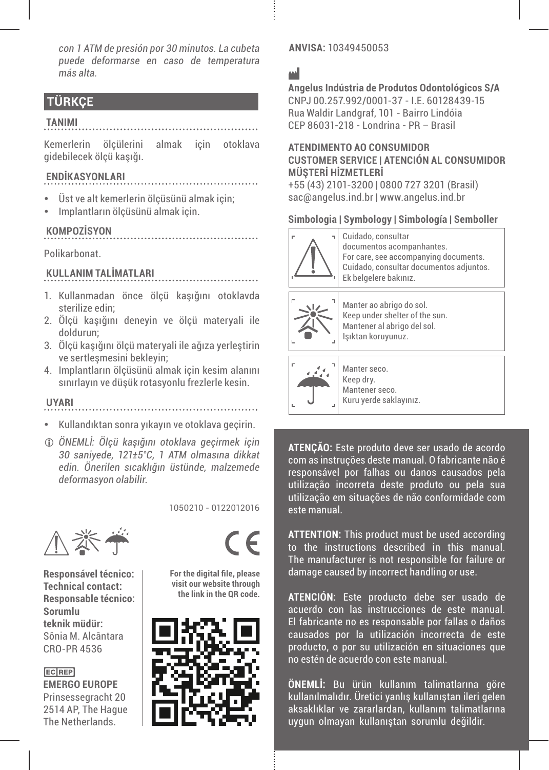*con 1 ATM de presión por 30 minutos. La cubeta puede deformarse en caso de temperatura más alta.*

## TÜRKÇE

### TANIMI

Kemerlerin ölçülerini almak için otoklava gidebilecek ölçü kaşığı.

### ENDİKASYONLARI

- Üst ve alt kemerlerin ölçüsünü almak için;
- Implantların ölçüsünü almak için.

### KOMPOZİSYON

Polikarbonat.

### KULLANIM TALİMATLARI

1. Kullanmadan önce ölçü kaşığını otoklavda sterilize edin;
2. Ölçü kaşığını deneyin ve ölçü materyali ile doldurun;
3. Ölçü kaşığını ölçü materyali ile ağıza yerleştirin ve sertleşmesini bekleyin;
4. Implantların ölçüsünü almak için kesim alanını sınırlayın ve düşük rotasyonlu frezlerle kesin.

### UYARI

- Kullandıktan sonra yıkayın ve otoklava geçirin.

ⓘ *ÖNEMLİ: Ölçü kaşığını otoklava geçirmek için 30 saniyede, 121±5°C, 1 ATM olmasına dikkat edin. Önerilen sıcaklığın üstünde, malzemede deformasyon olabilir.*

1050210 - 0122012016

**Responsável técnico:**
**Technical contact:**
**Responsable técnico:**
**Sorumlu teknik müdür:**
Sônia M. Alcântara
CRO-PR 4536

EC REP
**EMERGO EUROPE**
Prinsessegracht 20
2514 AP, The Hague
The Netherlands.

**For the digital file, please visit our website through the link in the QR code.**

**ANVISA:** 10349450053

**Angelus Indústria de Produtos Odontológicos S/A**
CNPJ 00.257.992/0001-37 - I.E. 60128439-15
Rua Waldir Landgraf, 101 - Bairro Lindóia
CEP 86031-218 - Londrina - PR – Brasil

**ATENDIMENTO AO CONSUMIDOR**
**CUSTOMER SERVICE | ATENCIÓN AL CONSUMIDOR**
**MÜŞTERİ HİZMETLERİ**
+55 (43) 2101-3200 | 0800 727 3201 (Brasil)
sac@angelus.ind.br | www.angelus.ind.br

**Simbologia | Symbology | Simbología | Semboller**

| | |
|---|---|
| ⚠ | Cuidado, consultar documentos acompanhantes. For care, see accompanying documents. Cuidado, consultar documentos adjuntos. Ek belgelere bakınız. |
| ☀ | Manter ao abrigo do sol. Keep under shelter of the sun. Mantener al abrigo del sol. Işıktan koruyunuz. |
| ☂ | Manter seco. Keep dry. Mantener seco. Kuru yerde saklayınız. |

**ATENÇÃO:** Este produto deve ser usado de acordo com as instruções deste manual. O fabricante não é responsável por falhas ou danos causados pela utilização incorreta deste produto ou pela sua utilização em situações de não conformidade com este manual.

**ATTENTION:** This product must be used according to the instructions described in this manual. The manufacturer is not responsible for failure or damage caused by incorrect handling or use.

**ATENCIÓN:** Este producto debe ser usado de acuerdo con las instrucciones de este manual. El fabricante no es responsable por fallas o daños causados por la utilización incorrecta de este producto, o por su utilización en situaciones que no estén de acuerdo con este manual.

**ÖNEMLİ:** Bu ürün kullanım talimatlarına göre kullanılmalıdır. Üretici yanlış kullanıştan ileri gelen aksaklıklar ve zararlardan, kullanım talimatlarına uygun olmayan kullanıştan sorumlu değildir.